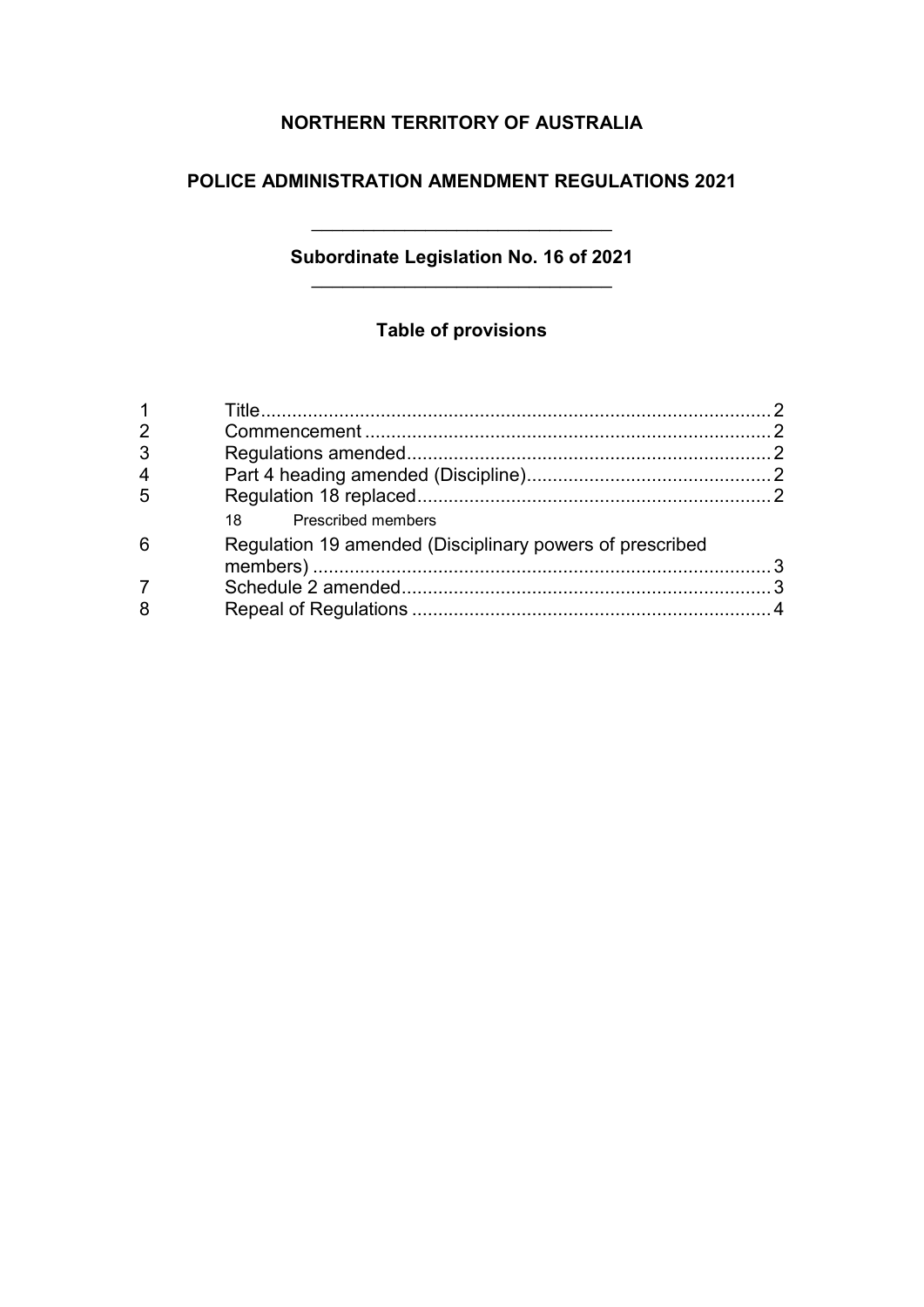# NORTHERN TERRITORY OF AUSTRALIA

## POLICE ADMINISTRATION AMENDMENT REGULATIONS 2021

**Subordinate Legislation No. 16 of 2021**

### Table of provisions

| | | |
|---|---|---|
| 1 | Title | 2 |
| 2 | Commencement | 2 |
| 3 | Regulations amended | 2 |
| 4 | Part 4 heading amended (Discipline) | 2 |
| 5 | Regulation 18 replaced | 2 |
| | 18 Prescribed members | |
| 6 | Regulation 19 amended (Disciplinary powers of prescribed members) | 3 |
| 7 | Schedule 2 amended | 3 |
| 8 | Repeal of Regulations | 4 |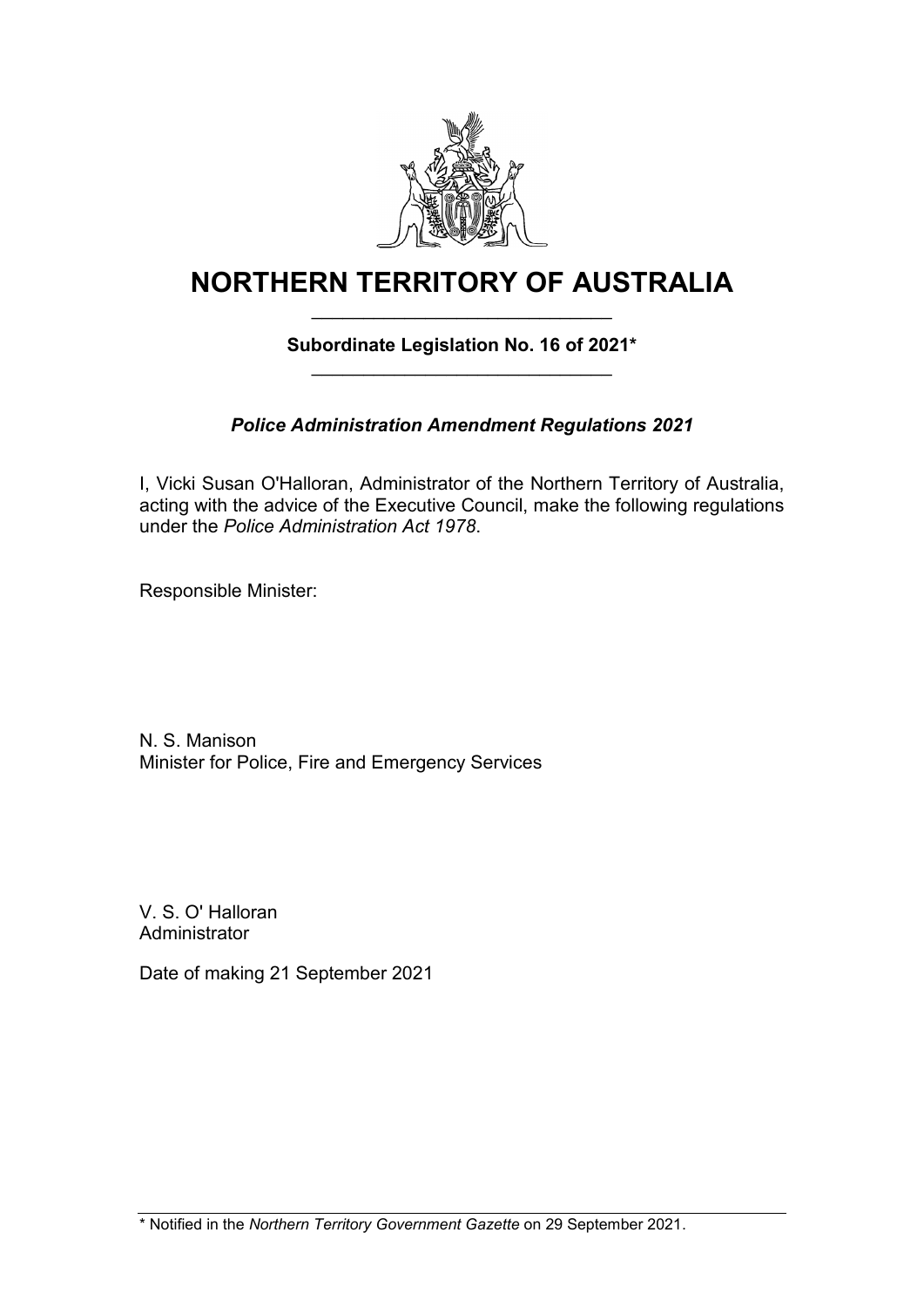# NORTHERN TERRITORY OF AUSTRALIA

**Subordinate Legislation No. 16 of 2021***

***Police Administration Amendment Regulations 2021***

I, Vicki Susan O'Halloran, Administrator of the Northern Territory of Australia, acting with the advice of the Executive Council, make the following regulations under the *Police Administration Act 1978*.

Responsible Minister:

N. S. Manison
Minister for Police, Fire and Emergency Services

V. S. O' Halloran
Administrator

Date of making 21 September 2021

\* Notified in the *Northern Territory Government Gazette* on 29 September 2021.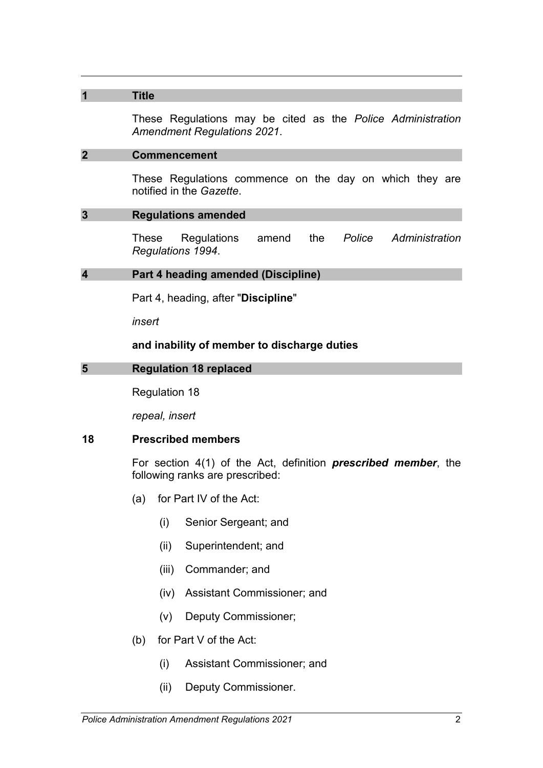## 1 Title

These Regulations may be cited as the *Police Administration Amendment Regulations 2021*.

## 2 Commencement

These Regulations commence on the day on which they are notified in the *Gazette*.

## 3 Regulations amended

These Regulations amend the *Police Administration Regulations 1994*.

## 4 Part 4 heading amended (Discipline)

Part 4, heading, after "**Discipline**"

*insert*

**and inability of member to discharge duties**

## 5 Regulation 18 replaced

Regulation 18

*repeal, insert*

### 18 Prescribed members

For section 4(1) of the Act, definition ***prescribed member***, the following ranks are prescribed:

(a) for Part IV of the Act:

(i) Senior Sergeant; and

(ii) Superintendent; and

(iii) Commander; and

(iv) Assistant Commissioner; and

(v) Deputy Commissioner;

(b) for Part V of the Act:

(i) Assistant Commissioner; and

(ii) Deputy Commissioner.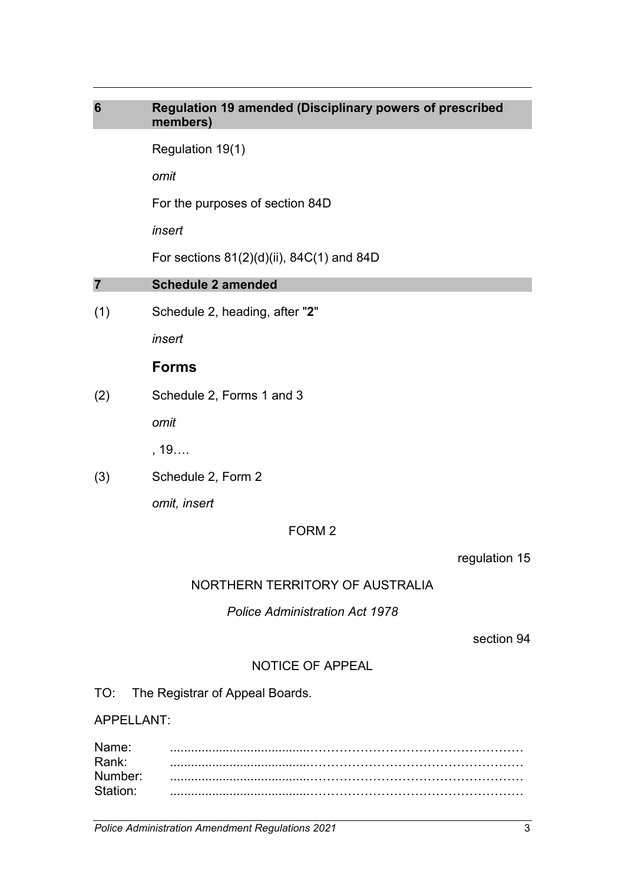## 6 Regulation 19 amended (Disciplinary powers of prescribed members)

Regulation 19(1)

*omit*

For the purposes of section 84D

*insert*

For sections 81(2)(d)(ii), 84C(1) and 84D

## 7 Schedule 2 amended

(1) Schedule 2, heading, after "**2**"

*insert*

**Forms**

(2) Schedule 2, Forms 1 and 3

*omit*

, 19….

(3) Schedule 2, Form 2

*omit, insert*

FORM 2

regulation 15

NORTHERN TERRITORY OF AUSTRALIA

*Police Administration Act 1978*

section 94

NOTICE OF APPEAL

TO: The Registrar of Appeal Boards.

APPELLANT:

Name: ..........................................................................................

Rank: ..........................................................................................

Number: ..........................................................................................

Station: ..........................................................................................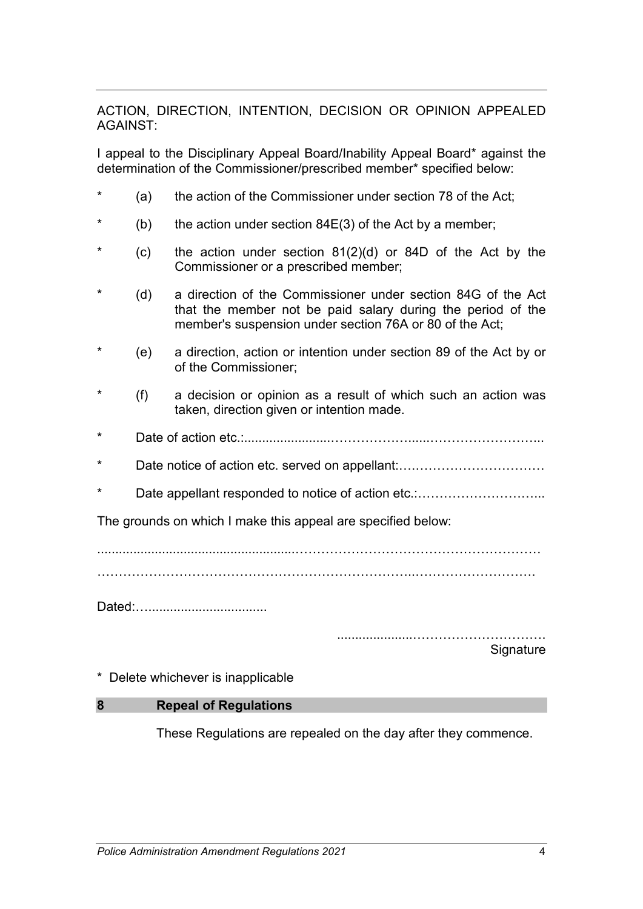ACTION, DIRECTION, INTENTION, DECISION OR OPINION APPEALED AGAINST:

I appeal to the Disciplinary Appeal Board/Inability Appeal Board* against the determination of the Commissioner/prescribed member* specified below:

\* (a) the action of the Commissioner under section 78 of the Act;

\* (b) the action under section 84E(3) of the Act by a member;

\* (c) the action under section 81(2)(d) or 84D of the Act by the Commissioner or a prescribed member;

\* (d) a direction of the Commissioner under section 84G of the Act that the member not be paid salary during the period of the member's suspension under section 76A or 80 of the Act;

\* (e) a direction, action or intention under section 89 of the Act by or of the Commissioner;

\* (f) a decision or opinion as a result of which such an action was taken, direction given or intention made.

\* Date of action etc.:.......................………………......……………………...

\* Date notice of action etc. served on appellant:……………………………

\* Date appellant responded to notice of action etc.:………………………...

The grounds on which I make this appeal are specified below:

......................................................………………………………………………

……………………………………………………………..……………………….

Dated:…................................

....................…………………………
Signature

\* Delete whichever is inapplicable

## 8 Repeal of Regulations

These Regulations are repealed on the day after they commence.